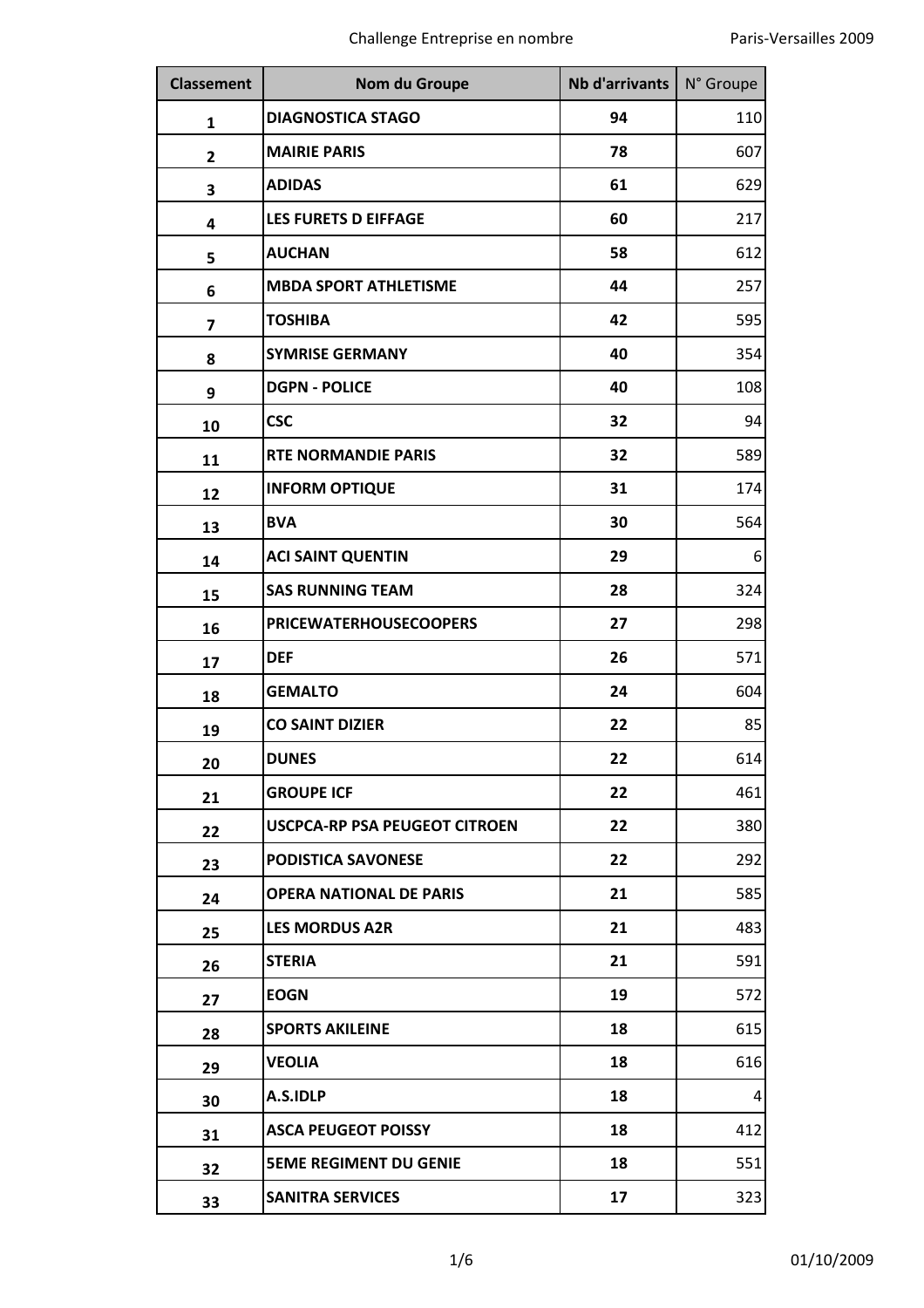| Classement | Nom du Groupe | Nb d'arrivants | N° Groupe |
|---|---|---|---|
| 1 | DIAGNOSTICA STAGO | 94 | 110 |
| 2 | MAIRIE PARIS | 78 | 607 |
| 3 | ADIDAS | 61 | 629 |
| 4 | LES FURETS D EIFFAGE | 60 | 217 |
| 5 | AUCHAN | 58 | 612 |
| 6 | MBDA SPORT ATHLETISME | 44 | 257 |
| 7 | TOSHIBA | 42 | 595 |
| 8 | SYMRISE GERMANY | 40 | 354 |
| 9 | DGPN - POLICE | 40 | 108 |
| 10 | CSC | 32 | 94 |
| 11 | RTE NORMANDIE PARIS | 32 | 589 |
| 12 | INFORM OPTIQUE | 31 | 174 |
| 13 | BVA | 30 | 564 |
| 14 | ACI SAINT QUENTIN | 29 | 6 |
| 15 | SAS RUNNING TEAM | 28 | 324 |
| 16 | PRICEWATERHOUSECOOPERS | 27 | 298 |
| 17 | DEF | 26 | 571 |
| 18 | GEMALTO | 24 | 604 |
| 19 | CO SAINT DIZIER | 22 | 85 |
| 20 | DUNES | 22 | 614 |
| 21 | GROUPE ICF | 22 | 461 |
| 22 | USCPCA-RP PSA PEUGEOT CITROEN | 22 | 380 |
| 23 | PODISTICA SAVONESE | 22 | 292 |
| 24 | OPERA NATIONAL DE PARIS | 21 | 585 |
| 25 | LES MORDUS A2R | 21 | 483 |
| 26 | STERIA | 21 | 591 |
| 27 | EOGN | 19 | 572 |
| 28 | SPORTS AKILEINE | 18 | 615 |
| 29 | VEOLIA | 18 | 616 |
| 30 | A.S.IDLP | 18 | 4 |
| 31 | ASCA PEUGEOT POISSY | 18 | 412 |
| 32 | 5EME REGIMENT DU GENIE | 18 | 551 |
| 33 | SANITRA SERVICES | 17 | 323 |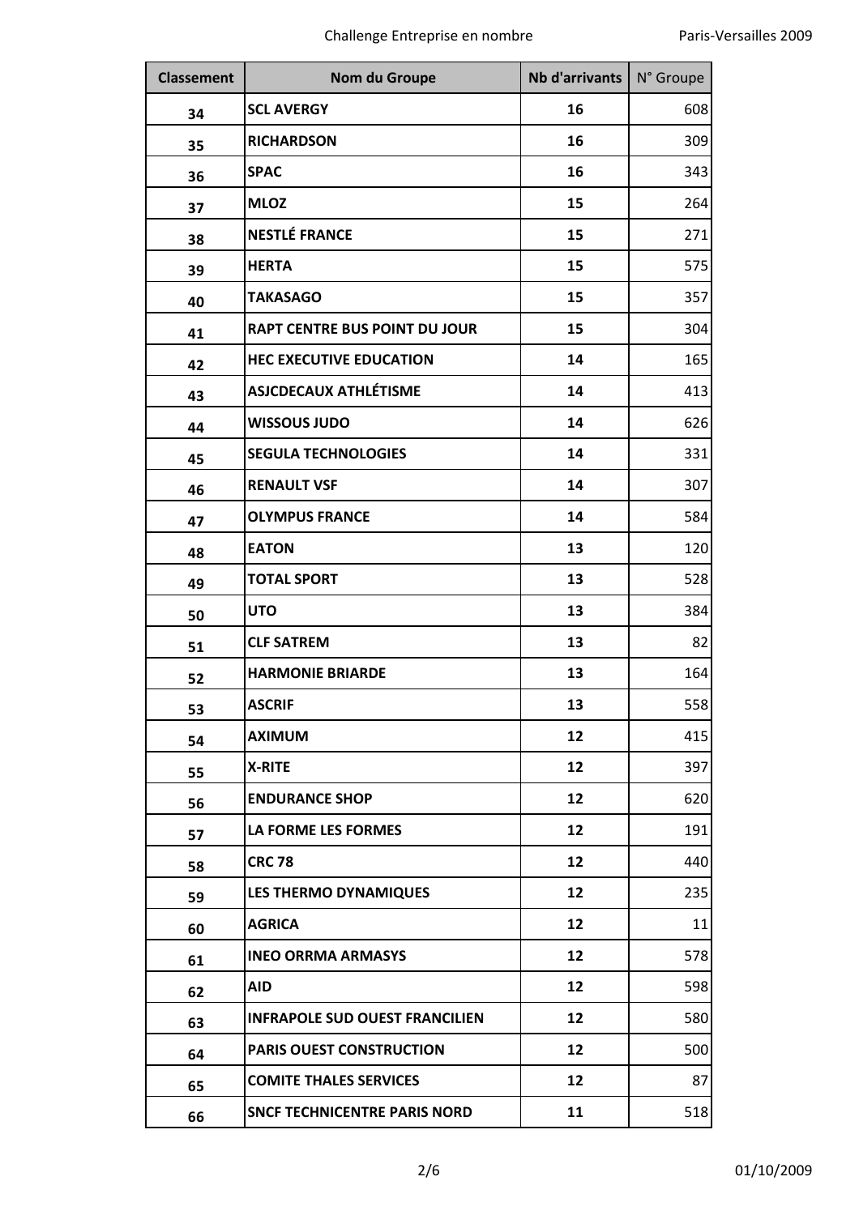| Classement | Nom du Groupe | Nb d'arrivants | N° Groupe |
|---|---|---|---|
| 34 | **SCL AVERGY** | **16** | 608 |
| 35 | **RICHARDSON** | **16** | 309 |
| 36 | **SPAC** | **16** | 343 |
| 37 | **MLOZ** | **15** | 264 |
| 38 | **NESTLÉ FRANCE** | **15** | 271 |
| 39 | **HERTA** | **15** | 575 |
| 40 | **TAKASAGO** | **15** | 357 |
| 41 | **RAPT CENTRE BUS POINT DU JOUR** | **15** | 304 |
| 42 | **HEC EXECUTIVE EDUCATION** | **14** | 165 |
| 43 | **ASJCDECAUX ATHLÉTISME** | **14** | 413 |
| 44 | **WISSOUS JUDO** | **14** | 626 |
| 45 | **SEGULA TECHNOLOGIES** | **14** | 331 |
| 46 | **RENAULT VSF** | **14** | 307 |
| 47 | **OLYMPUS FRANCE** | **14** | 584 |
| 48 | **EATON** | **13** | 120 |
| 49 | **TOTAL SPORT** | **13** | 528 |
| 50 | **UTO** | **13** | 384 |
| 51 | **CLF SATREM** | **13** | 82 |
| 52 | **HARMONIE BRIARDE** | **13** | 164 |
| 53 | **ASCRIF** | **13** | 558 |
| 54 | **AXIMUM** | **12** | 415 |
| 55 | **X-RITE** | **12** | 397 |
| 56 | **ENDURANCE SHOP** | **12** | 620 |
| 57 | **LA FORME LES FORMES** | **12** | 191 |
| 58 | **CRC 78** | **12** | 440 |
| 59 | **LES THERMO DYNAMIQUES** | **12** | 235 |
| 60 | **AGRICA** | **12** | 11 |
| 61 | **INEO ORRMA ARMASYS** | **12** | 578 |
| 62 | **AID** | **12** | 598 |
| 63 | **INFRAPOLE SUD OUEST FRANCILIEN** | **12** | 580 |
| 64 | **PARIS OUEST CONSTRUCTION** | **12** | 500 |
| 65 | **COMITE THALES SERVICES** | **12** | 87 |
| 66 | **SNCF TECHNICENTRE PARIS NORD** | **11** | 518 |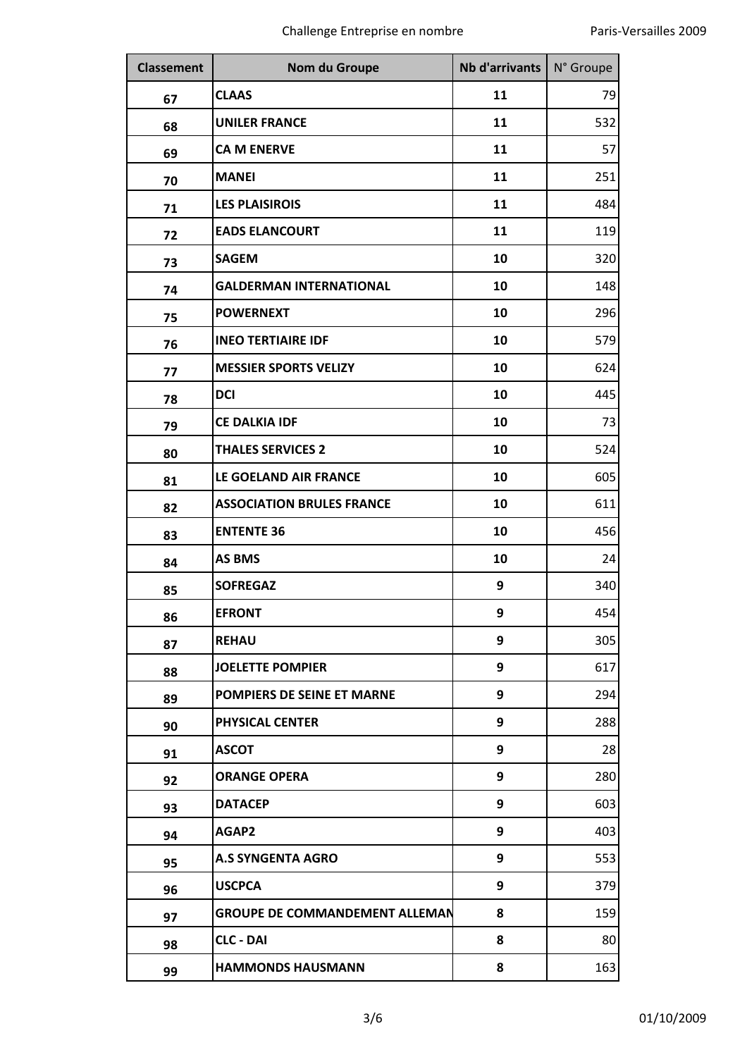| Classement | Nom du Groupe | Nb d'arrivants | N° Groupe |
|---|---|---|---|
| 67 | CLAAS | 11 | 79 |
| 68 | UNILER FRANCE | 11 | 532 |
| 69 | CA M ENERVE | 11 | 57 |
| 70 | MANEI | 11 | 251 |
| 71 | LES PLAISIROIS | 11 | 484 |
| 72 | EADS ELANCOURT | 11 | 119 |
| 73 | SAGEM | 10 | 320 |
| 74 | GALDERMAN INTERNATIONAL | 10 | 148 |
| 75 | POWERNEXT | 10 | 296 |
| 76 | INEO TERTIAIRE IDF | 10 | 579 |
| 77 | MESSIER SPORTS VELIZY | 10 | 624 |
| 78 | DCI | 10 | 445 |
| 79 | CE DALKIA IDF | 10 | 73 |
| 80 | THALES SERVICES 2 | 10 | 524 |
| 81 | LE GOELAND AIR FRANCE | 10 | 605 |
| 82 | ASSOCIATION BRULES FRANCE | 10 | 611 |
| 83 | ENTENTE 36 | 10 | 456 |
| 84 | AS BMS | 10 | 24 |
| 85 | SOFREGAZ | 9 | 340 |
| 86 | EFRONT | 9 | 454 |
| 87 | REHAU | 9 | 305 |
| 88 | JOELETTE POMPIER | 9 | 617 |
| 89 | POMPIERS DE SEINE ET MARNE | 9 | 294 |
| 90 | PHYSICAL CENTER | 9 | 288 |
| 91 | ASCOT | 9 | 28 |
| 92 | ORANGE OPERA | 9 | 280 |
| 93 | DATACEP | 9 | 603 |
| 94 | AGAP2 | 9 | 403 |
| 95 | A.S SYNGENTA AGRO | 9 | 553 |
| 96 | USCPCA | 9 | 379 |
| 97 | GROUPE DE COMMANDEMENT ALLEMAN | 8 | 159 |
| 98 | CLC - DAI | 8 | 80 |
| 99 | HAMMONDS HAUSMANN | 8 | 163 |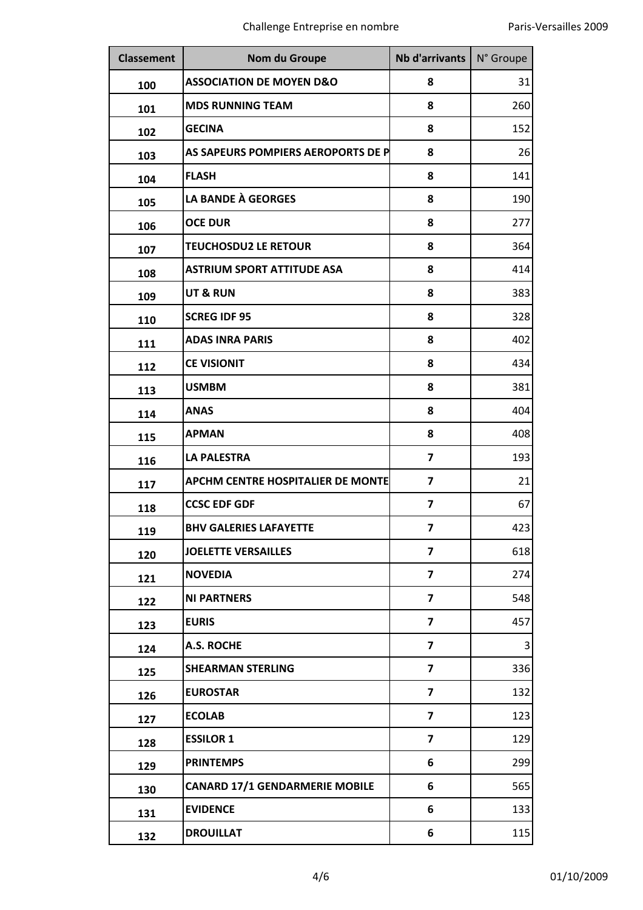| Classement | Nom du Groupe | Nb d'arrivants | N° Groupe |
|---|---|---|---|
| 100 | ASSOCIATION DE MOYEN D&O | 8 | 31 |
| 101 | MDS RUNNING TEAM | 8 | 260 |
| 102 | GECINA | 8 | 152 |
| 103 | AS SAPEURS POMPIERS AEROPORTS DE P | 8 | 26 |
| 104 | FLASH | 8 | 141 |
| 105 | LA BANDE À GEORGES | 8 | 190 |
| 106 | OCE DUR | 8 | 277 |
| 107 | TEUCHOSDU2 LE RETOUR | 8 | 364 |
| 108 | ASTRIUM SPORT ATTITUDE ASA | 8 | 414 |
| 109 | UT & RUN | 8 | 383 |
| 110 | SCREG IDF 95 | 8 | 328 |
| 111 | ADAS INRA PARIS | 8 | 402 |
| 112 | CE VISIONIT | 8 | 434 |
| 113 | USMBM | 8 | 381 |
| 114 | ANAS | 8 | 404 |
| 115 | APMAN | 8 | 408 |
| 116 | LA PALESTRA | 7 | 193 |
| 117 | APCHM CENTRE HOSPITALIER DE MONTE | 7 | 21 |
| 118 | CCSC EDF GDF | 7 | 67 |
| 119 | BHV GALERIES LAFAYETTE | 7 | 423 |
| 120 | JOELETTE VERSAILLES | 7 | 618 |
| 121 | NOVEDIA | 7 | 274 |
| 122 | NI PARTNERS | 7 | 548 |
| 123 | EURIS | 7 | 457 |
| 124 | A.S. ROCHE | 7 | 3 |
| 125 | SHEARMAN STERLING | 7 | 336 |
| 126 | EUROSTAR | 7 | 132 |
| 127 | ECOLAB | 7 | 123 |
| 128 | ESSILOR 1 | 7 | 129 |
| 129 | PRINTEMPS | 6 | 299 |
| 130 | CANARD 17/1 GENDARMERIE MOBILE | 6 | 565 |
| 131 | EVIDENCE | 6 | 133 |
| 132 | DROUILLAT | 6 | 115 |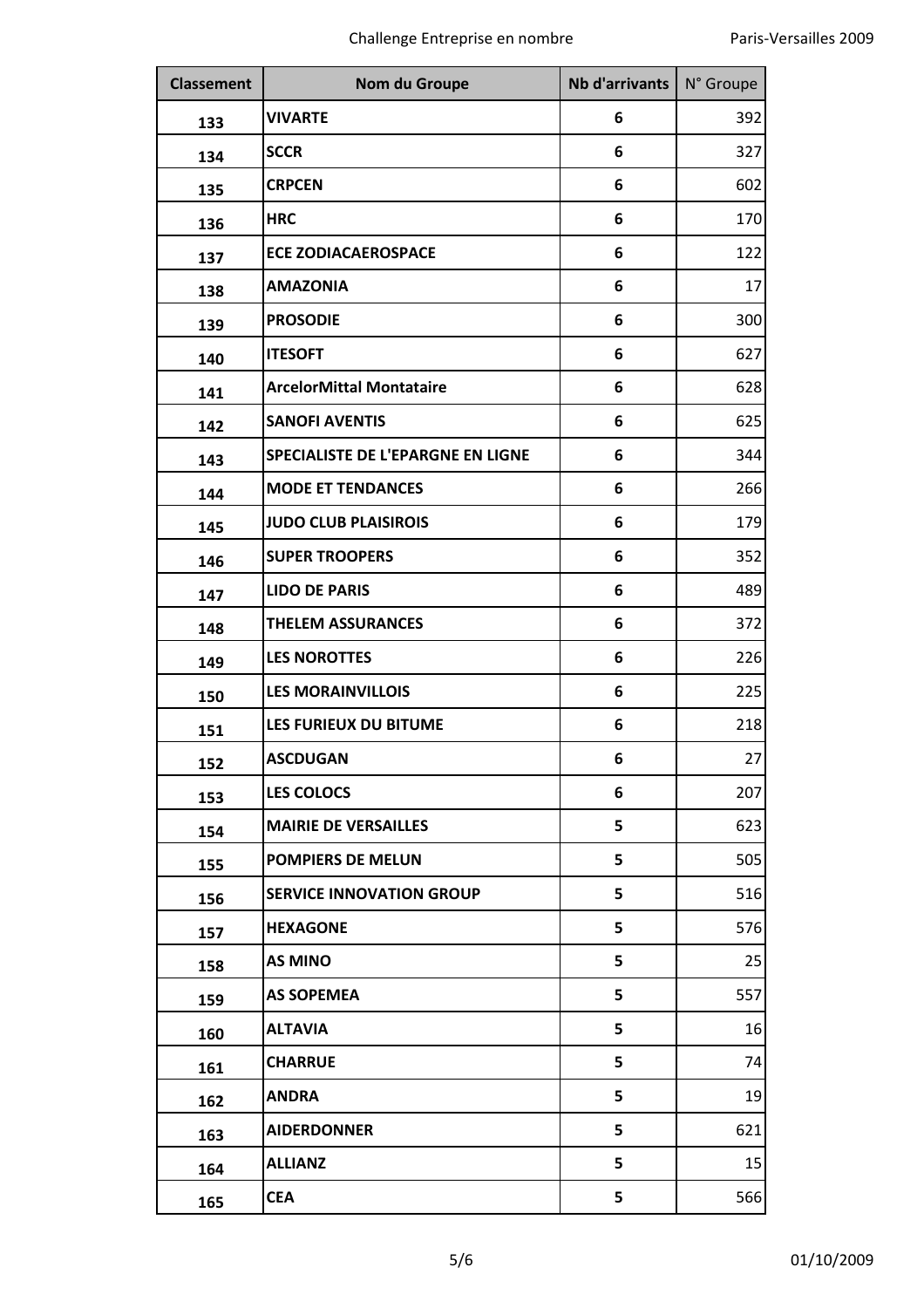| Classement | Nom du Groupe | Nb d'arrivants | N° Groupe |
| --- | --- | --- | --- |
| 133 | **VIVARTE** | **6** | 392 |
| 134 | **SCCR** | **6** | 327 |
| 135 | **CRPCEN** | **6** | 602 |
| 136 | **HRC** | **6** | 170 |
| 137 | **ECE ZODIACAEROSPACE** | **6** | 122 |
| 138 | **AMAZONIA** | **6** | 17 |
| 139 | **PROSODIE** | **6** | 300 |
| 140 | **ITESOFT** | **6** | 627 |
| 141 | **ArcelorMittal Montataire** | **6** | 628 |
| 142 | **SANOFI AVENTIS** | **6** | 625 |
| 143 | **SPECIALISTE DE L'EPARGNE EN LIGNE** | **6** | 344 |
| 144 | **MODE ET TENDANCES** | **6** | 266 |
| 145 | **JUDO CLUB PLAISIROIS** | **6** | 179 |
| 146 | **SUPER TROOPERS** | **6** | 352 |
| 147 | **LIDO DE PARIS** | **6** | 489 |
| 148 | **THELEM ASSURANCES** | **6** | 372 |
| 149 | **LES NOROTTES** | **6** | 226 |
| 150 | **LES MORAINVILLOIS** | **6** | 225 |
| 151 | **LES FURIEUX DU BITUME** | **6** | 218 |
| 152 | **ASCDUGAN** | **6** | 27 |
| 153 | **LES COLOCS** | **6** | 207 |
| 154 | **MAIRIE DE VERSAILLES** | **5** | 623 |
| 155 | **POMPIERS DE MELUN** | **5** | 505 |
| 156 | **SERVICE INNOVATION GROUP** | **5** | 516 |
| 157 | **HEXAGONE** | **5** | 576 |
| 158 | **AS MINO** | **5** | 25 |
| 159 | **AS SOPEMEA** | **5** | 557 |
| 160 | **ALTAVIA** | **5** | 16 |
| 161 | **CHARRUE** | **5** | 74 |
| 162 | **ANDRA** | **5** | 19 |
| 163 | **AIDERDONNER** | **5** | 621 |
| 164 | **ALLIANZ** | **5** | 15 |
| 165 | **CEA** | **5** | 566 |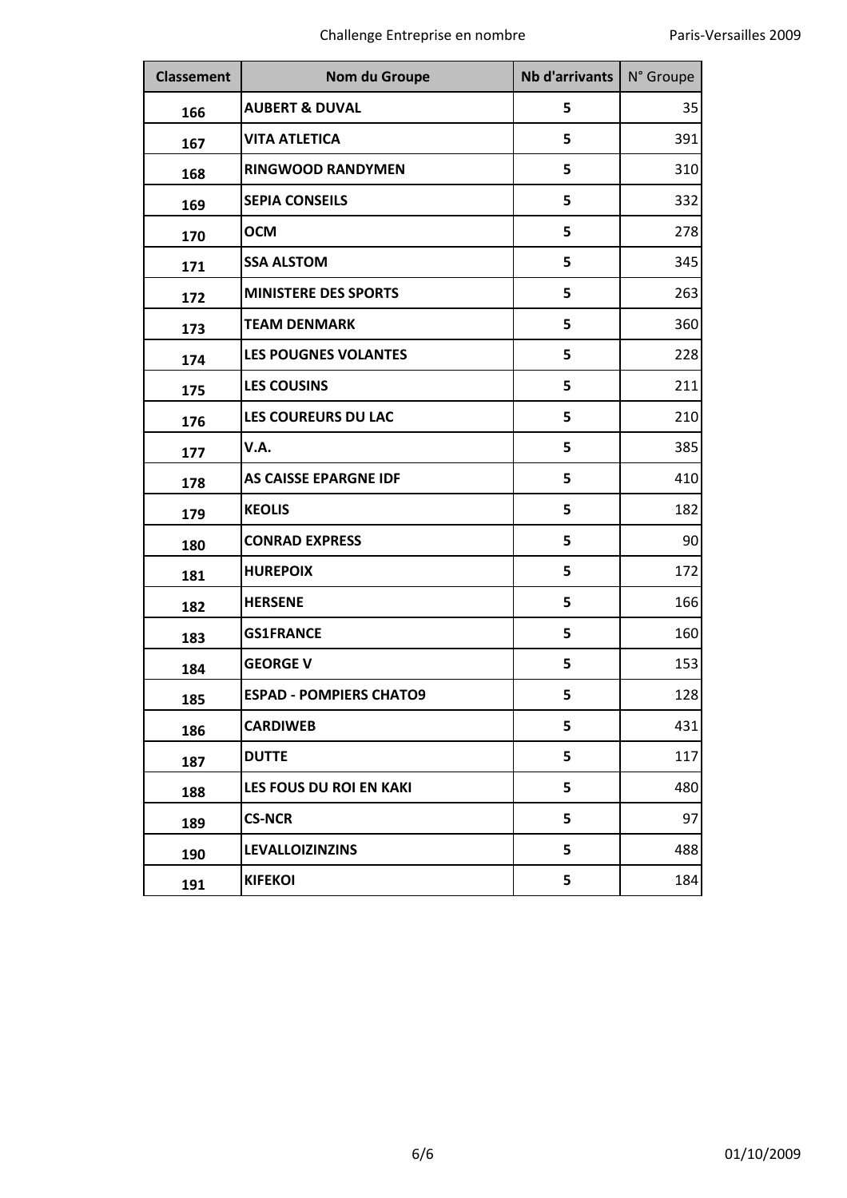| Classement | Nom du Groupe | Nb d'arrivants | N° Groupe |
|---|---|---|---|
| 166 | **AUBERT & DUVAL** | 5 | 35 |
| 167 | **VITA ATLETICA** | 5 | 391 |
| 168 | **RINGWOOD RANDYMEN** | 5 | 310 |
| 169 | **SEPIA CONSEILS** | 5 | 332 |
| 170 | **OCM** | 5 | 278 |
| 171 | **SSA ALSTOM** | 5 | 345 |
| 172 | **MINISTERE DES SPORTS** | 5 | 263 |
| 173 | **TEAM DENMARK** | 5 | 360 |
| 174 | **LES POUGNES VOLANTES** | 5 | 228 |
| 175 | **LES COUSINS** | 5 | 211 |
| 176 | **LES COUREURS DU LAC** | 5 | 210 |
| 177 | **V.A.** | 5 | 385 |
| 178 | **AS CAISSE EPARGNE IDF** | 5 | 410 |
| 179 | **KEOLIS** | 5 | 182 |
| 180 | **CONRAD EXPRESS** | 5 | 90 |
| 181 | **HUREPOIX** | 5 | 172 |
| 182 | **HERSENE** | 5 | 166 |
| 183 | **GS1FRANCE** | 5 | 160 |
| 184 | **GEORGE V** | 5 | 153 |
| 185 | **ESPAD - POMPIERS CHATO9** | 5 | 128 |
| 186 | **CARDIWEB** | 5 | 431 |
| 187 | **DUTTE** | 5 | 117 |
| 188 | **LES FOUS DU ROI EN KAKI** | 5 | 480 |
| 189 | **CS-NCR** | 5 | 97 |
| 190 | **LEVALLOIZINZINS** | 5 | 488 |
| 191 | **KIFEKOI** | 5 | 184 |